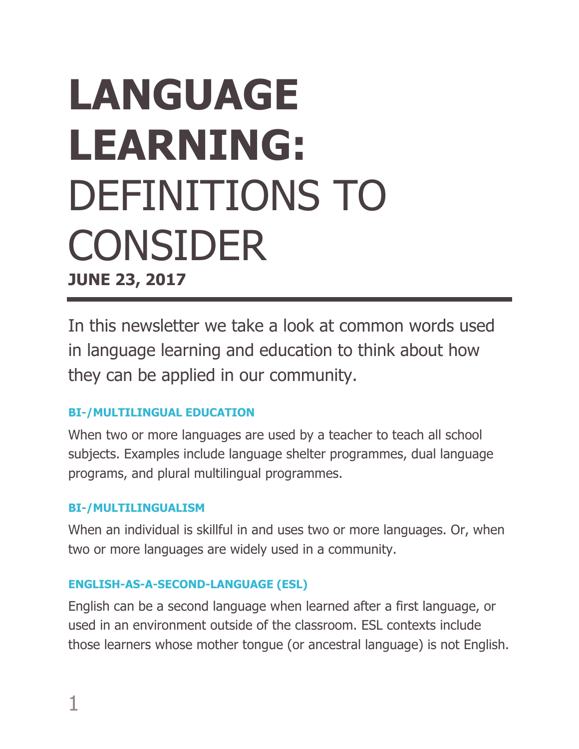# LANGUAGE LEARNING: DEFINITIONS TO CONSIDER

**JUNE 23, 2017**

In this newsletter we take a look at common words used in language learning and education to think about how they can be applied in our community.

### BI-/MULTILINGUAL EDUCATION

When two or more languages are used by a teacher to teach all school subjects. Examples include language shelter programmes, dual language programs, and plural multilingual programmes.

### BI-/MULTILINGUALISM

When an individual is skillful in and uses two or more languages. Or, when two or more languages are widely used in a community.

### ENGLISH-AS-A-SECOND-LANGUAGE (ESL)

English can be a second language when learned after a first language, or used in an environment outside of the classroom. ESL contexts include those learners whose mother tongue (or ancestral language) is not English.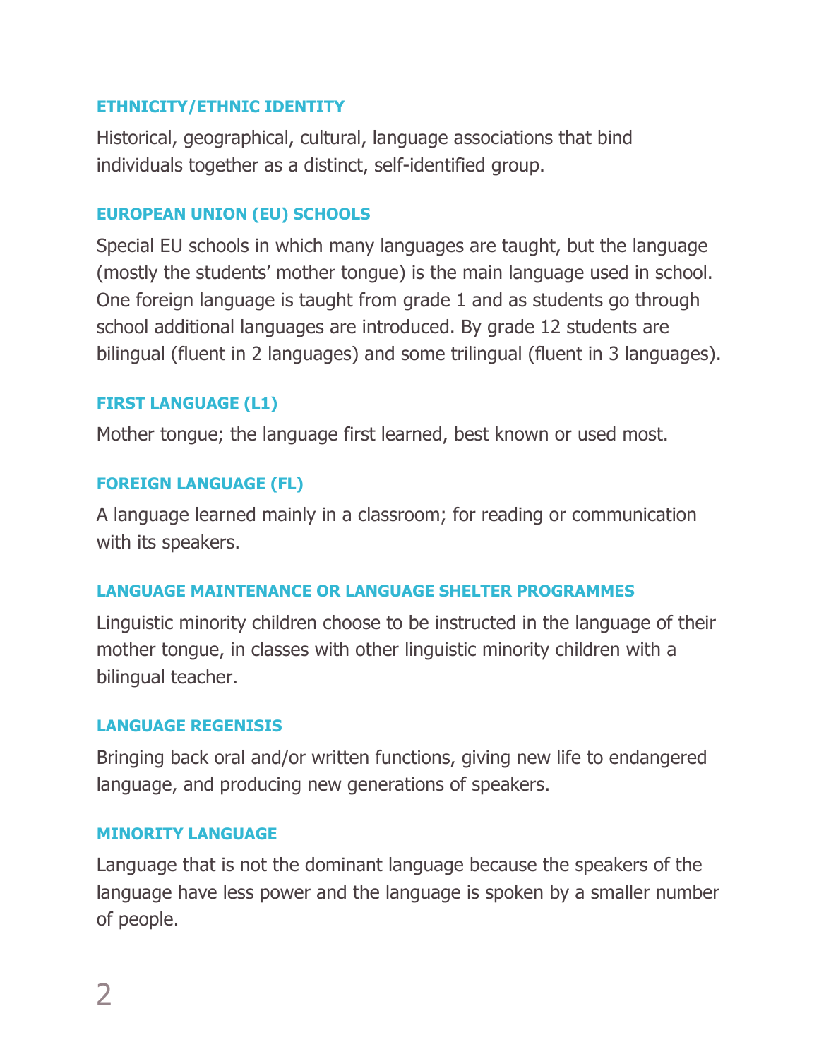### ETHNICITY/ETHNIC IDENTITY

Historical, geographical, cultural, language associations that bind individuals together as a distinct, self-identified group.

### EUROPEAN UNION (EU) SCHOOLS

Special EU schools in which many languages are taught, but the language (mostly the students' mother tongue) is the main language used in school. One foreign language is taught from grade 1 and as students go through school additional languages are introduced. By grade 12 students are bilingual (fluent in 2 languages) and some trilingual (fluent in 3 languages).

### FIRST LANGUAGE (L1)

Mother tongue; the language first learned, best known or used most.

### FOREIGN LANGUAGE (FL)

A language learned mainly in a classroom; for reading or communication with its speakers.

### LANGUAGE MAINTENANCE OR LANGUAGE SHELTER PROGRAMMES

Linguistic minority children choose to be instructed in the language of their mother tongue, in classes with other linguistic minority children with a bilingual teacher.

### LANGUAGE REGENISIS

Bringing back oral and/or written functions, giving new life to endangered language, and producing new generations of speakers.

### MINORITY LANGUAGE

Language that is not the dominant language because the speakers of the language have less power and the language is spoken by a smaller number of people.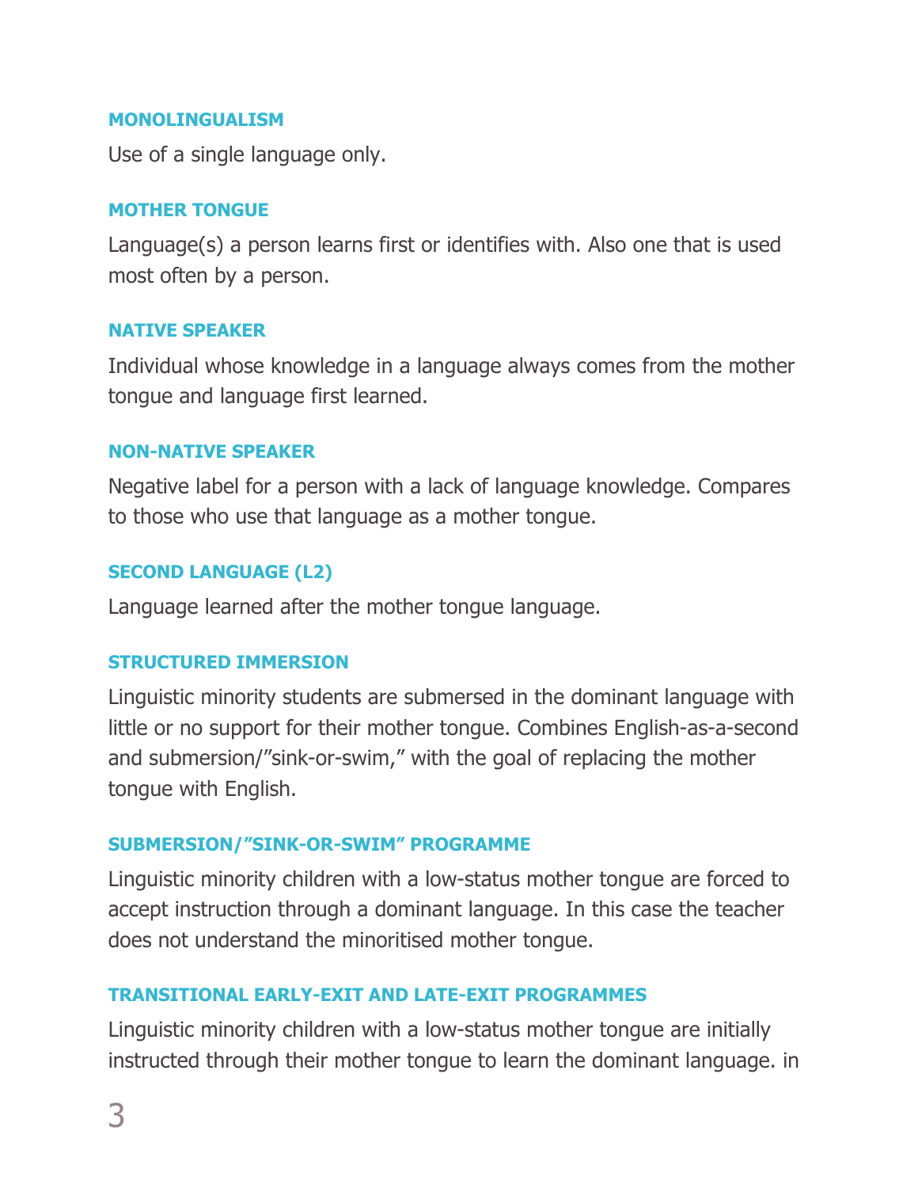### MONOLINGUALISM

Use of a single language only.

### MOTHER TONGUE

Language(s) a person learns first or identifies with. Also one that is used most often by a person.

### NATIVE SPEAKER

Individual whose knowledge in a language always comes from the mother tongue and language first learned.

### NON-NATIVE SPEAKER

Negative label for a person with a lack of language knowledge. Compares to those who use that language as a mother tongue.

### SECOND LANGUAGE (L2)

Language learned after the mother tongue language.

### STRUCTURED IMMERSION

Linguistic minority students are submersed in the dominant language with little or no support for their mother tongue. Combines English-as-a-second and submersion/"sink-or-swim," with the goal of replacing the mother tongue with English.

### SUBMERSION/"SINK-OR-SWIM" PROGRAMME

Linguistic minority children with a low-status mother tongue are forced to accept instruction through a dominant language. In this case the teacher does not understand the minoritised mother tongue.

### TRANSITIONAL EARLY-EXIT AND LATE-EXIT PROGRAMMES

Linguistic minority children with a low-status mother tongue are initially instructed through their mother tongue to learn the dominant language. in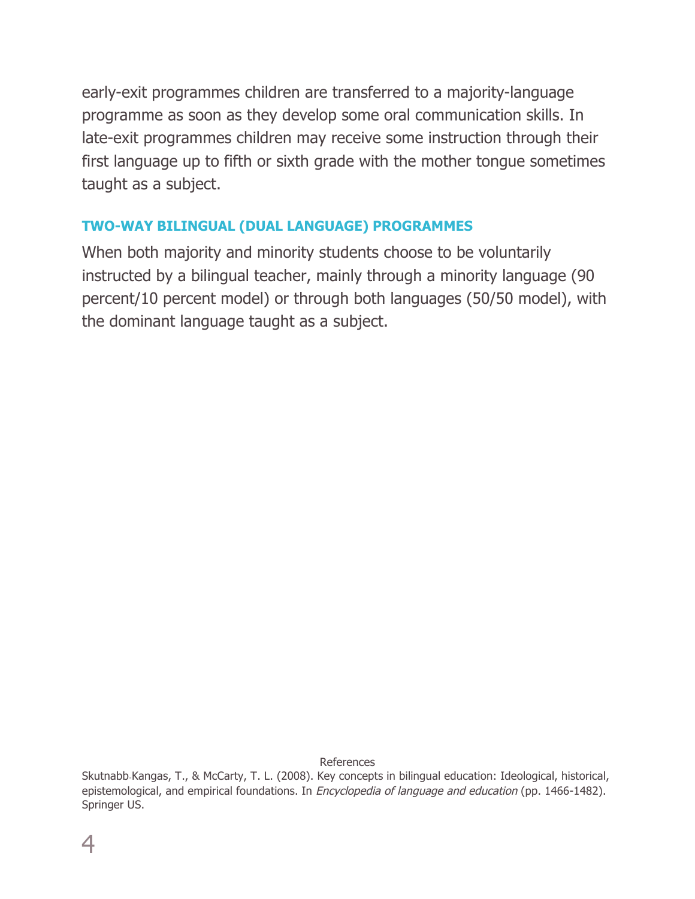early-exit programmes children are transferred to a majority-language programme as soon as they develop some oral communication skills. In late-exit programmes children may receive some instruction through their first language up to fifth or sixth grade with the mother tongue sometimes taught as a subject.

### TWO-WAY BILINGUAL (DUAL LANGUAGE) PROGRAMMES

When both majority and minority students choose to be voluntarily instructed by a bilingual teacher, mainly through a minority language (90 percent/10 percent model) or through both languages (50/50 model), with the dominant language taught as a subject.

References

Skutnabb-Kangas, T., & McCarty, T. L. (2008). Key concepts in bilingual education: Ideological, historical, epistemological, and empirical foundations. In *Encyclopedia of language and education* (pp. 1466-1482). Springer US.